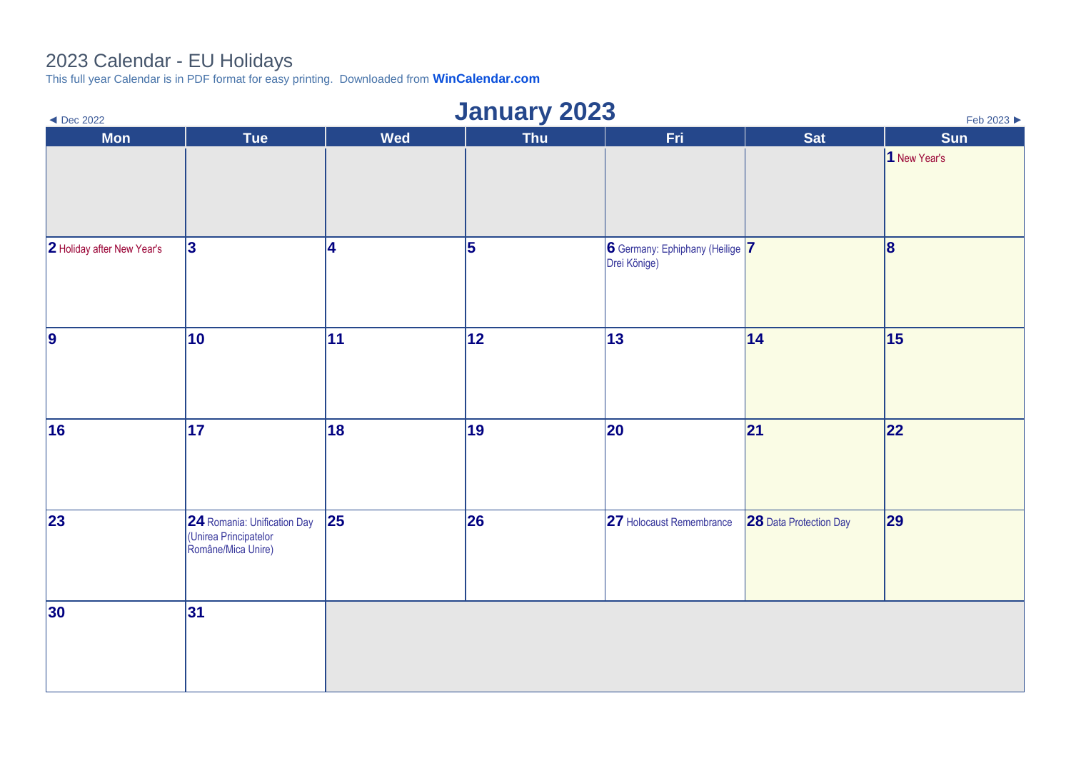# 2023 Calendar - EU Holidays

This full year Calendar is in PDF format for easy printing. Downloaded from **WinCalendar.com**

◄ Dec 2022 | Feb 2023 ►

## January 2023

| Mon | Tue | Wed | Thu | Fri | Sat | Sun |
|---|---|---|---|---|---|---|
| | | | | | | **1** New Year's |
| **2** Holiday after New Year's | **3** | **4** | **5** | **6** Germany: Ephiphany (Heilige Drei Könige) | **7** | **8** |
| **9** | **10** | **11** | **12** | **13** | **14** | **15** |
| **16** | **17** | **18** | **19** | **20** | **21** | **22** |
| **23** | **24** Romania: Unification Day (Unirea Principatelor Române/Mica Unire) | **25** | **26** | **27** Holocaust Remembrance | **28** Data Protection Day | **29** |
| **30** | **31** | | | | | |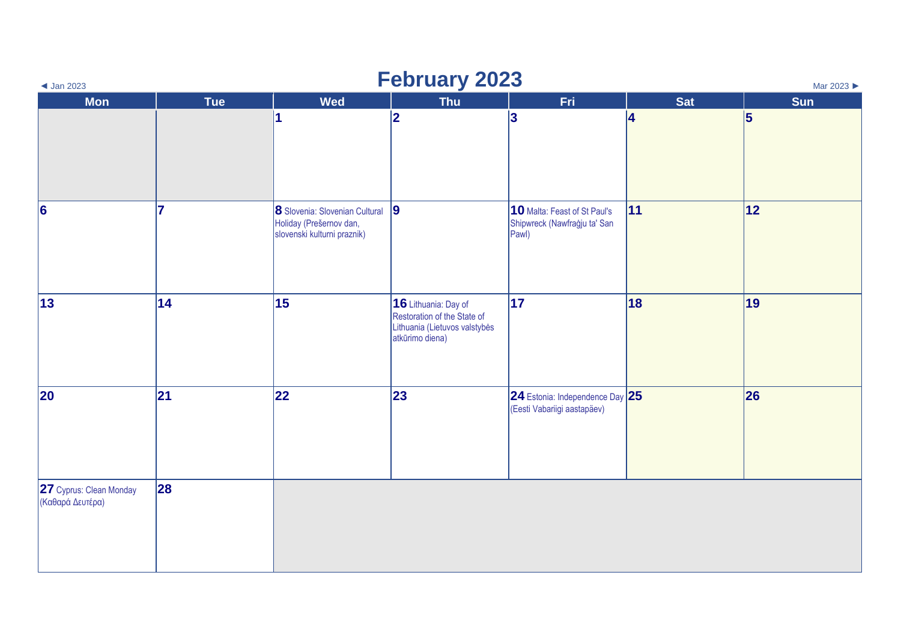◄ Jan 2023

# February 2023

Mar 2023 ►

| Mon | Tue | Wed | Thu | Fri | Sat | Sun |
|---|---|---|---|---|---|---|
| | | 1 | 2 | 3 | 4 | 5 |
| 6 | 7 | 8 Slovenia: Slovenian Cultural Holiday (Prešernov dan, slovenski kulturni praznik) | 9 | 10 Malta: Feast of St Paul's Shipwreck (Nawfraġju ta' San Pawl) | 11 | 12 |
| 13 | 14 | 15 | 16 Lithuania: Day of Restoration of the State of Lithuania (Lietuvos valstybės atkūrimo diena) | 17 | 18 | 19 |
| 20 | 21 | 22 | 23 | 24 Estonia: Independence Day (Eesti Vabariigi aastapäev) | 25 | 26 |
| 27 Cyprus: Clean Monday (Καθαρά Δευτέρα) | 28 | | | | | |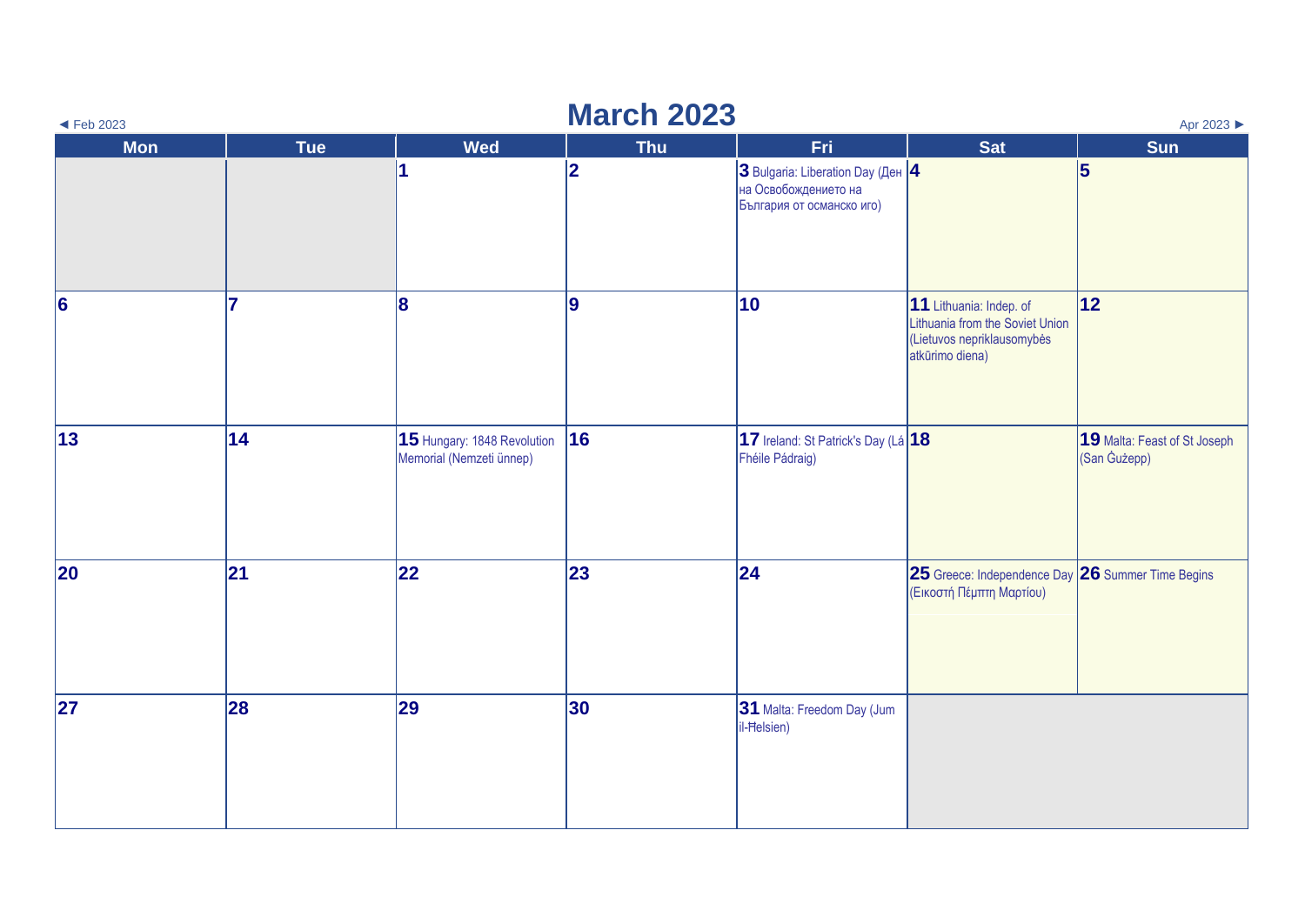◄ Feb 2023

# March 2023

Apr 2023 ►

| Mon | Tue | Wed | Thu | Fri | Sat | Sun |
|---|---|---|---|---|---|---|
| | | **1** | **2** | **3** Bulgaria: Liberation Day (Ден на Освобождението на България от османско иго) | **4** | **5** |
| **6** | **7** | **8** | **9** | **10** | **11** Lithuania: Indep. of Lithuania from the Soviet Union (Lietuvos nepriklausomybės atkūrimo diena) | **12** |
| **13** | **14** | **15** Hungary: 1848 Revolution Memorial (Nemzeti ünnep) | **16** | **17** Ireland: St Patrick's Day (Lá Fhéile Pádraig) | **18** | **19** Malta: Feast of St Joseph (San Ġużepp) |
| **20** | **21** | **22** | **23** | **24** | **25** Greece: Independence Day (Εικοστή Πέμπτη Μαρτίου) | **26** Summer Time Begins |
| **27** | **28** | **29** | **30** | **31** Malta: Freedom Day (Jum il-Ħelsien) | | |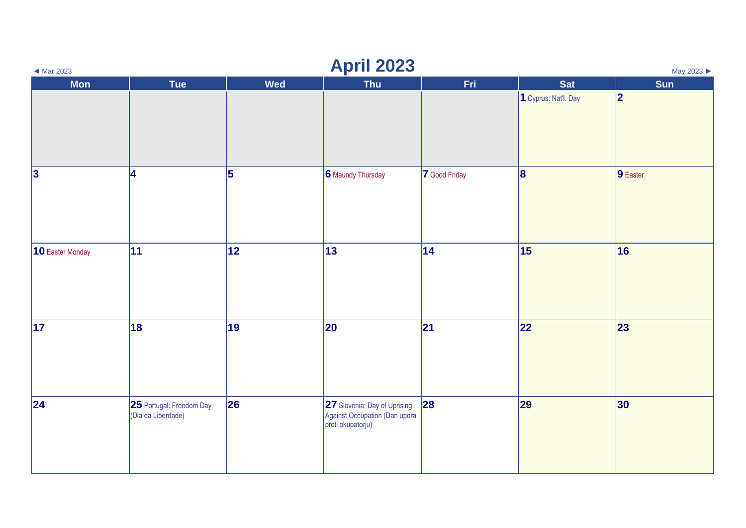◄ Mar 2023

# April 2023

May 2023 ►

| Mon | Tue | Wed | Thu | Fri | Sat | Sun |
|---|---|---|---|---|---|---|
| | | | | | **1** Cyprus: Nat'l. Day | **2** |
| **3** | **4** | **5** | **6** Maundy Thursday | **7** Good Friday | **8** | **9** Easter |
| **10** Easter Monday | **11** | **12** | **13** | **14** | **15** | **16** |
| **17** | **18** | **19** | **20** | **21** | **22** | **23** |
| **24** | **25** Portugal: Freedom Day (Dia da Liberdade) | **26** | **27** Slovenia: Day of Uprising Against Occupation (Dan upora proti okupatorju) | **28** | **29** | **30** |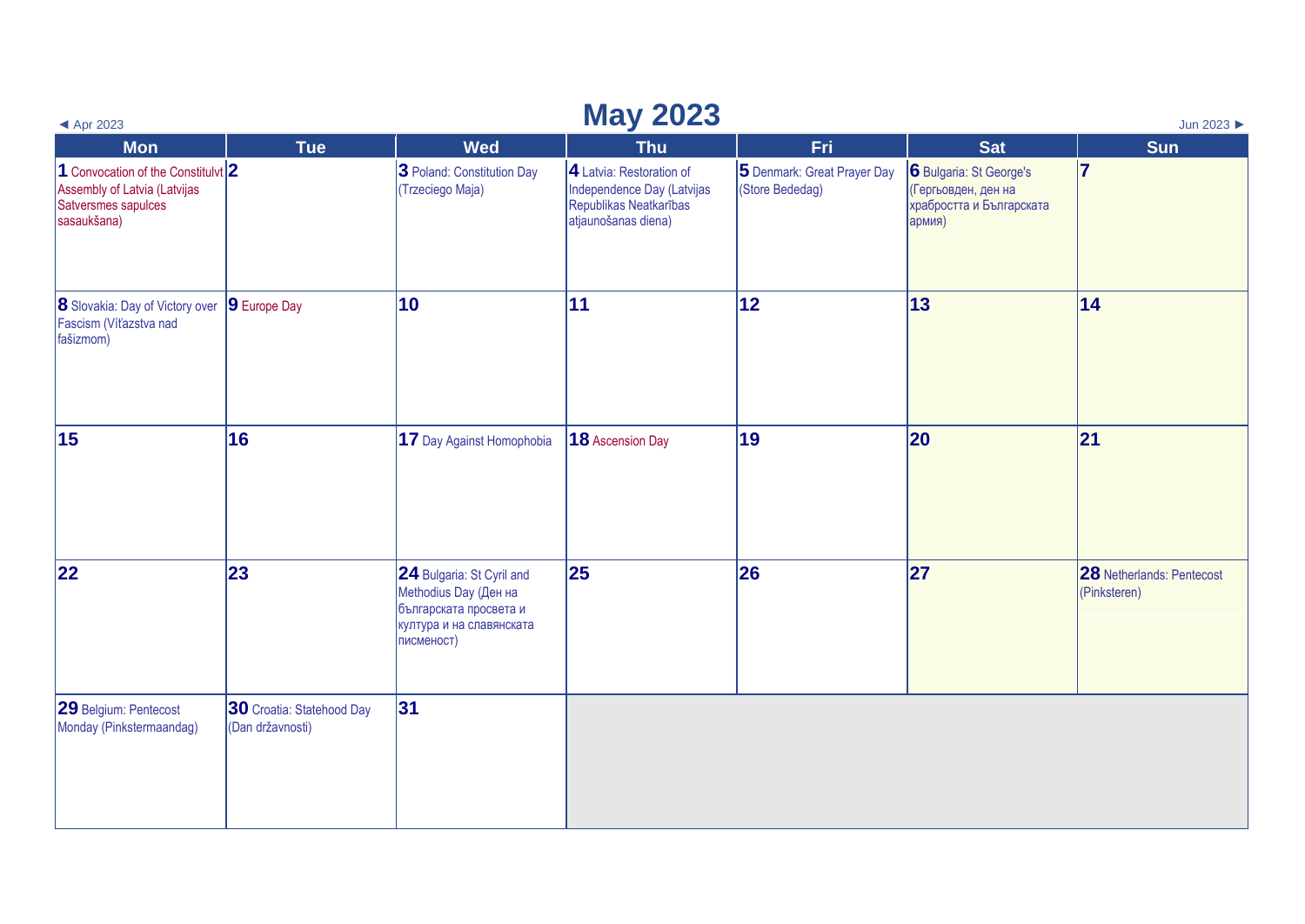◄ Apr 2023

# May 2023

Jun 2023 ►

| Mon | Tue | Wed | Thu | Fri | Sat | Sun |
|---|---|---|---|---|---|---|
| **1** Convocation of the Constitulvt Assembly of Latvia (Latvijas Satversmes sapulces sasaukšana) | **2** | **3** Poland: Constitution Day (Trzeciego Maja) | **4** Latvia: Restoration of Independence Day (Latvijas Republikas Neatkarības atjaunošanas diena) | **5** Denmark: Great Prayer Day (Store Bededag) | **6** Bulgaria: St George's (Гергьовден, ден на храбростта и Българската армия) | **7** |
| **8** Slovakia: Day of Victory over Fascism (Víťazstva nad fašizmom) | **9** Europe Day | **10** | **11** | **12** | **13** | **14** |
| **15** | **16** | **17** Day Against Homophobia | **18** Ascension Day | **19** | **20** | **21** |
| **22** | **23** | **24** Bulgaria: St Cyril and Methodius Day (Ден на българската просвета и култура и на славянската писменост) | **25** | **26** | **27** | **28** Netherlands: Pentecost (Pinksteren) |
| **29** Belgium: Pentecost Monday (Pinkstermaandag) | **30** Croatia: Statehood Day (Dan državnosti) | **31** | | | | |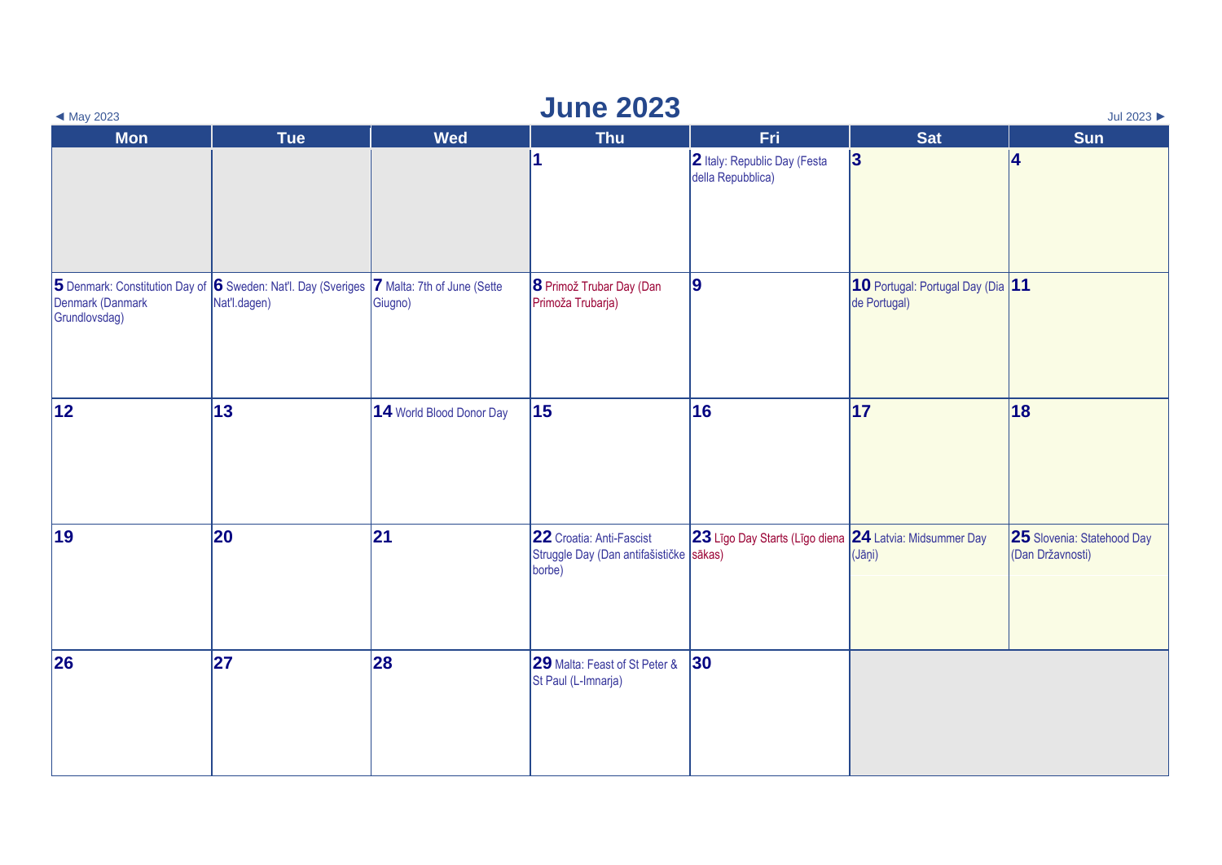# June 2023

◄ May 2023 | Jul 2023 ►

| Mon | Tue | Wed | Thu | Fri | Sat | Sun |
|---|---|---|---|---|---|---|
| | | | 1 | 2 Italy: Republic Day (Festa della Repubblica) | 3 | 4 |
| 5 Denmark: Constitution Day of Denmark (Danmark Grundlovsdag) | 6 Sweden: Nat'l. Day (Sveriges Nat'l.dagen) | 7 Malta: 7th of June (Sette Giugno) | 8 Primož Trubar Day (Dan Primoža Trubarja) | 9 | 10 Portugal: Portugal Day (Dia de Portugal) | 11 |
| 12 | 13 | 14 World Blood Donor Day | 15 | 16 | 17 | 18 |
| 19 | 20 | 21 | 22 Croatia: Anti-Fascist Struggle Day (Dan antifašističke borbe) | 23 Līgo Day Starts (Līgo diena sākas) | 24 Latvia: Midsummer Day (Jāņi) | 25 Slovenia: Statehood Day (Dan Državnosti) |
| 26 | 27 | 28 | 29 Malta: Feast of St Peter & St Paul (L-Imnarja) | 30 | | |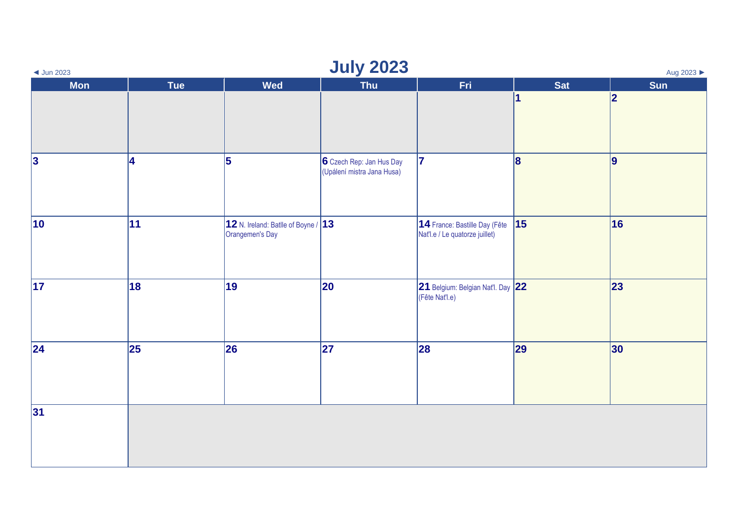◄ Jun 2023

# July 2023

Aug 2023 ►

| Mon | Tue | Wed | Thu | Fri | Sat | Sun |
|---|---|---|---|---|---|---|
| | | | | | 1 | 2 |
| 3 | 4 | 5 | 6 Czech Rep: Jan Hus Day (Upálení mistra Jana Husa) | 7 | 8 | 9 |
| 10 | 11 | 12 N. Ireland: Batlle of Boyne / Orangemen's Day | 13 | 14 France: Bastille Day (Fête Nat'l.e / Le quatorze juillet) | 15 | 16 |
| 17 | 18 | 19 | 20 | 21 Belgium: Belgian Nat'l. Day (Fête Nat'l.e) | 22 | 23 |
| 24 | 25 | 26 | 27 | 28 | 29 | 30 |
| 31 | | | | | | |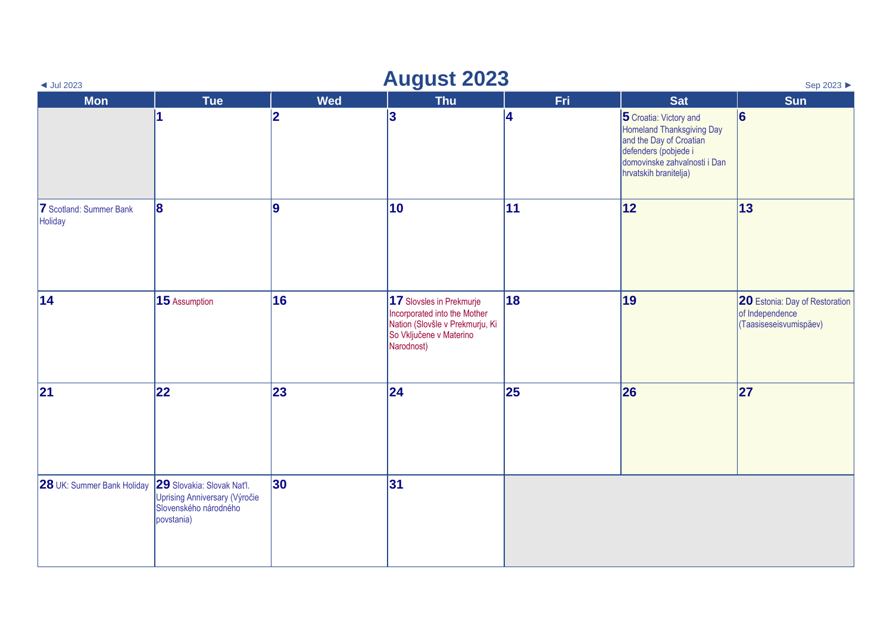◄ Jul 2023

# August 2023

Sep 2023 ►

| Mon | Tue | Wed | Thu | Fri | Sat | Sun |
| --- | --- | --- | --- | --- | --- | --- |
| | **1** | **2** | **3** | **4** | **5** Croatia: Victory and Homeland Thanksgiving Day and the Day of Croatian defenders (pobjede i domovinske zahvalnosti i Dan hrvatskih branitelja) | **6** |
| **7** Scotland: Summer Bank Holiday | **8** | **9** | **10** | **11** | **12** | **13** |
| **14** | **15** Assumption | **16** | **17** Slovsles in Prekmurje Incorporated into the Mother Nation (Slovšle v Prekmurju, Ki So Vključene v Materino Narodnost) | **18** | **19** | **20** Estonia: Day of Restoration of Independence (Taasiseseisvumispäev) |
| **21** | **22** | **23** | **24** | **25** | **26** | **27** |
| **28** UK: Summer Bank Holiday | **29** Slovakia: Slovak Nat'l. Uprising Anniversary (Výročie Slovenského národného povstania) | **30** | **31** | | | |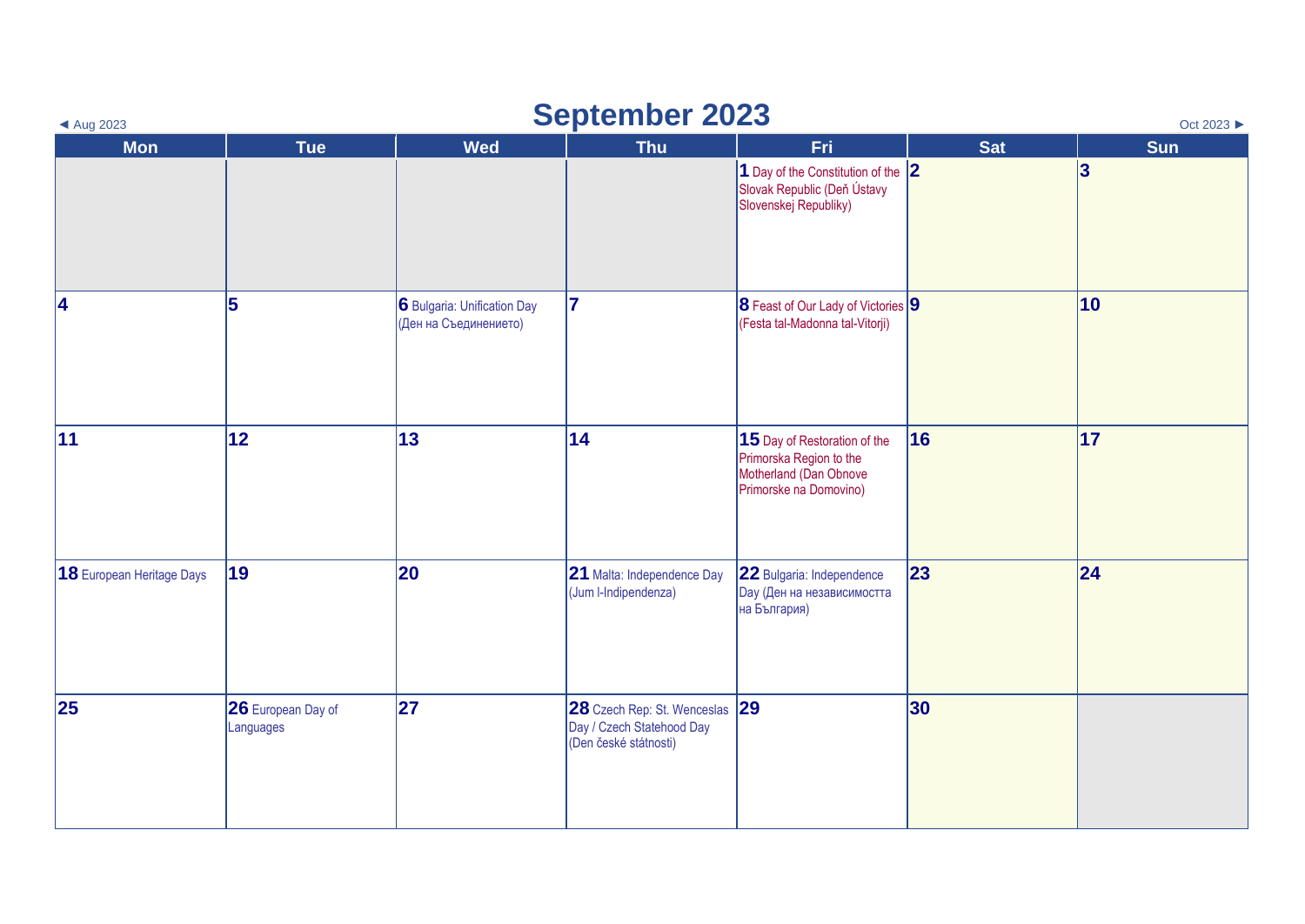# September 2023

◄ Aug 2023 | Oct 2023 ►

| Mon | Tue | Wed | Thu | Fri | Sat | Sun |
|---|---|---|---|---|---|---|
| | | | | **1** Day of the Constitution of the Slovak Republic (Deň Ústavy Slovenskej Republiky) | **2** | **3** |
| **4** | **5** | **6** Bulgaria: Unification Day (Ден на Съединението) | **7** | **8** Feast of Our Lady of Victories (Festa tal-Madonna tal-Vitorji) | **9** | **10** |
| **11** | **12** | **13** | **14** | **15** Day of Restoration of the Primorska Region to the Motherland (Dan Obnove Primorske na Domovino) | **16** | **17** |
| **18** European Heritage Days | **19** | **20** | **21** Malta: Independence Day (Jum l-Indipendenza) | **22** Bulgaria: Independence Day (Ден на независимостта на България) | **23** | **24** |
| **25** | **26** European Day of Languages | **27** | **28** Czech Rep: St. Wenceslas Day / Czech Statehood Day (Den české státnosti) | **29** | **30** | |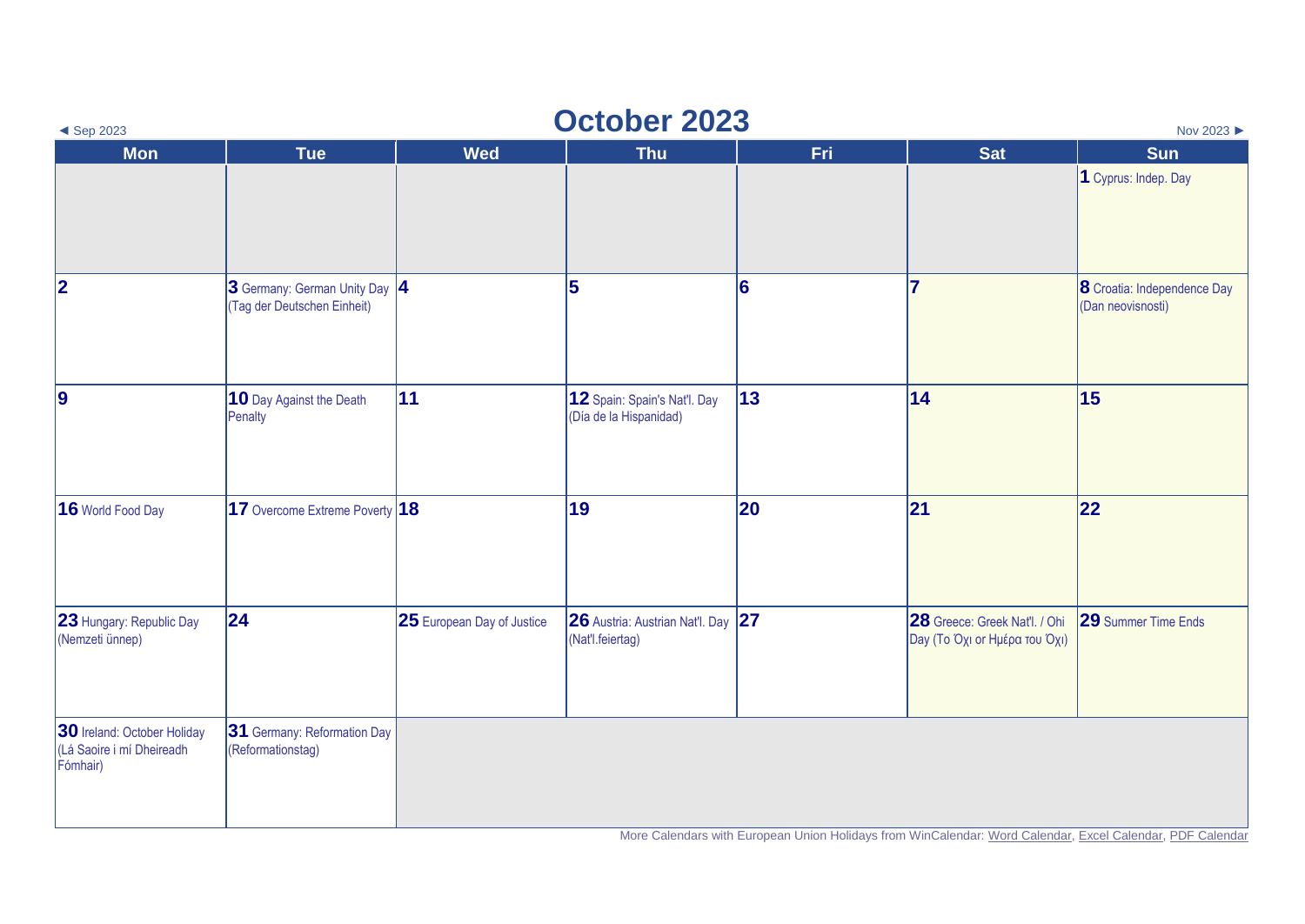◄ Sep 2023

# October 2023

Nov 2023 ►

| Mon | Tue | Wed | Thu | Fri | Sat | Sun |
|---|---|---|---|---|---|---|
| | | | | | | **1** Cyprus: Indep. Day |
| **2** | **3** Germany: German Unity Day (Tag der Deutschen Einheit) | **4** | **5** | **6** | **7** | **8** Croatia: Independence Day (Dan neovisnosti) |
| **9** | **10** Day Against the Death Penalty | **11** | **12** Spain: Spain's Nat'l. Day (Día de la Hispanidad) | **13** | **14** | **15** |
| **16** World Food Day | **17** Overcome Extreme Poverty | **18** | **19** | **20** | **21** | **22** |
| **23** Hungary: Republic Day (Nemzeti ünnep) | **24** | **25** European Day of Justice | **26** Austria: Austrian Nat'l. Day (Nat'l.feiertag) | **27** | **28** Greece: Greek Nat'l. / Ohi Day (Το Όχι or Ημέρα του Όχι) | **29** Summer Time Ends |
| **30** Ireland: October Holiday (Lá Saoire i mí Dheireadh Fómhair) | **31** Germany: Reformation Day (Reformationstag) | | | | | |

More Calendars with European Union Holidays from WinCalendar: Word Calendar, Excel Calendar, PDF Calendar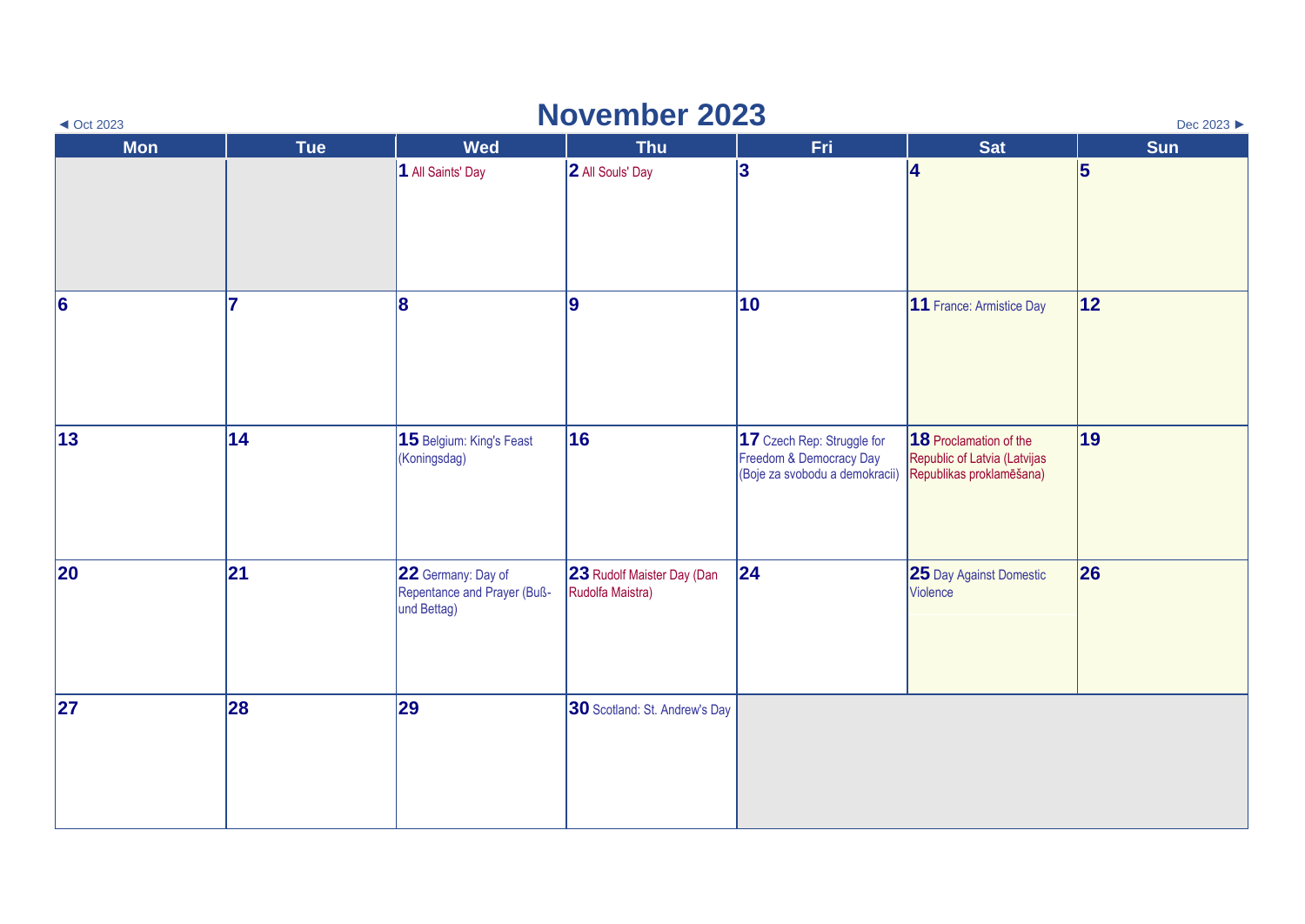◄ Oct 2023

# November 2023

Dec 2023 ►

| Mon | Tue | Wed | Thu | Fri | Sat | Sun |
|---|---|---|---|---|---|---|
| | | **1** All Saints' Day | **2** All Souls' Day | **3** | **4** | **5** |
| **6** | **7** | **8** | **9** | **10** | **11** France: Armistice Day | **12** |
| **13** | **14** | **15** Belgium: King's Feast (Koningsdag) | **16** | **17** Czech Rep: Struggle for Freedom & Democracy Day (Boje za svobodu a demokracii) | **18** Proclamation of the Republic of Latvia (Latvijas Republikas proklamēšana) | **19** |
| **20** | **21** | **22** Germany: Day of Repentance and Prayer (Buß- und Bettag) | **23** Rudolf Maister Day (Dan Rudolfa Maistra) | **24** | **25** Day Against Domestic Violence | **26** |
| **27** | **28** | **29** | **30** Scotland: St. Andrew's Day | | | |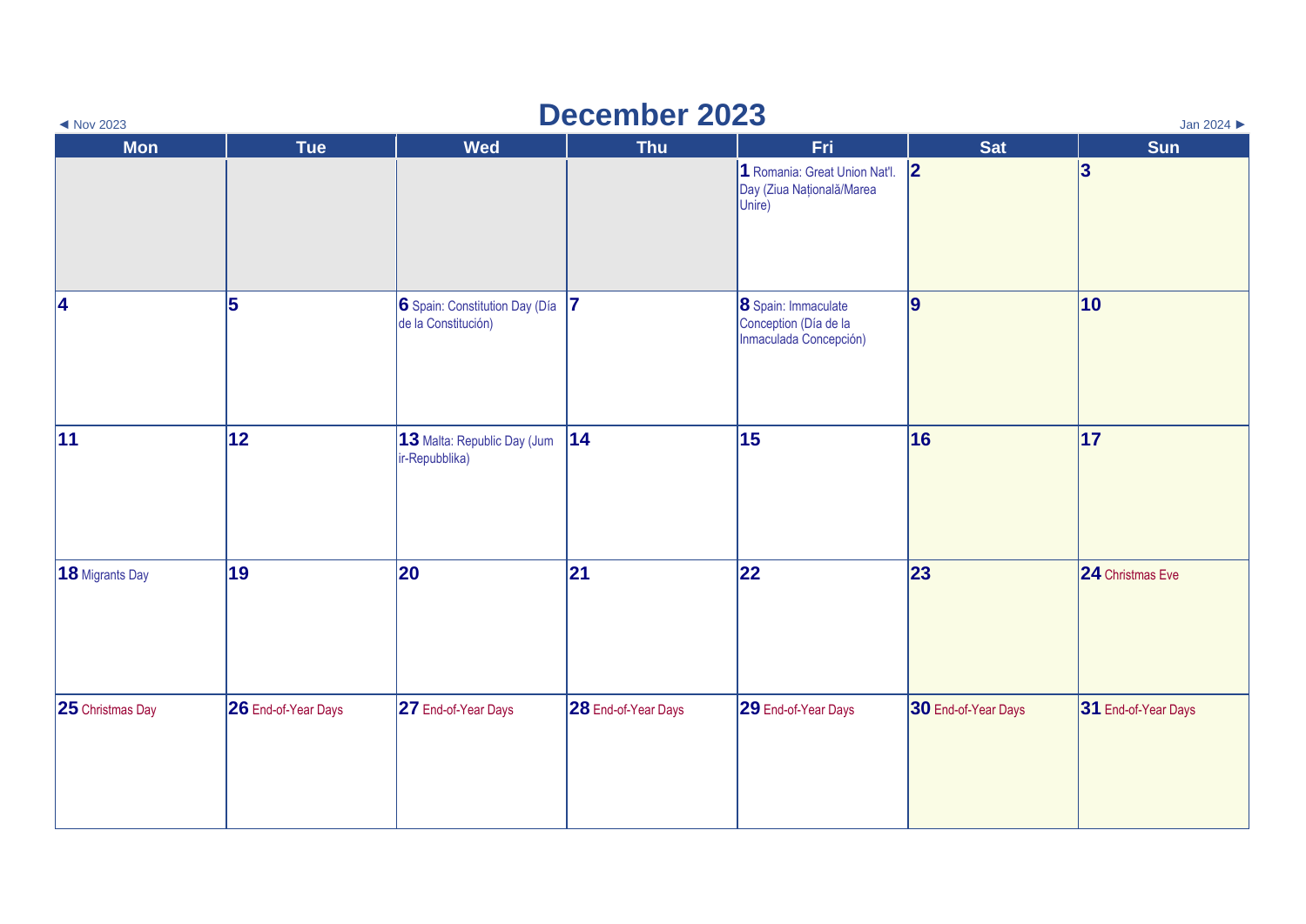◄ Nov 2023

# December 2023

Jan 2024 ►

| Mon | Tue | Wed | Thu | Fri | Sat | Sun |
| --- | --- | --- | --- | --- | --- | --- |
| | | | | **1** Romania: Great Union Nat'l. Day (Ziua Națională/Marea Unire) | **2** | **3** |
| **4** | **5** | **6** Spain: Constitution Day (Día de la Constitución) | **7** | **8** Spain: Immaculate Conception (Día de la Inmaculada Concepción) | **9** | **10** |
| **11** | **12** | **13** Malta: Republic Day (Jum ir-Repubblika) | **14** | **15** | **16** | **17** |
| **18** Migrants Day | **19** | **20** | **21** | **22** | **23** | **24** Christmas Eve |
| **25** Christmas Day | **26** End-of-Year Days | **27** End-of-Year Days | **28** End-of-Year Days | **29** End-of-Year Days | **30** End-of-Year Days | **31** End-of-Year Days |